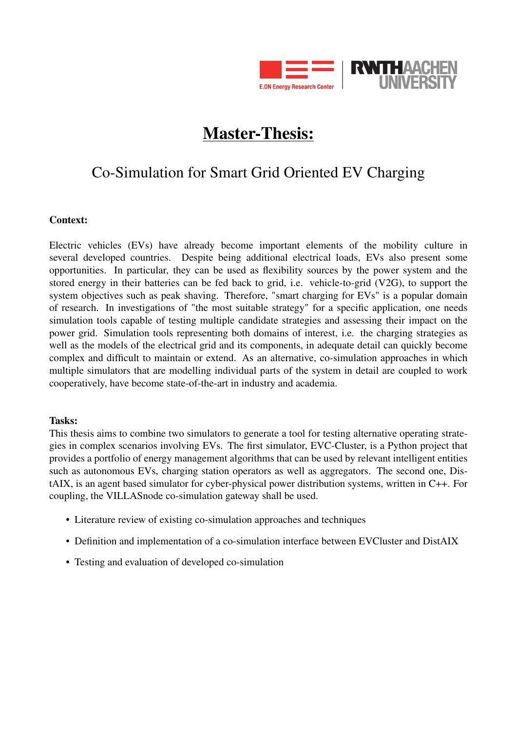E.ON Energy Research Center | RWTH AACHEN UNIVERSITY

# Master-Thesis:

## Co-Simulation for Smart Grid Oriented EV Charging

**Context:**

Electric vehicles (EVs) have already become important elements of the mobility culture in several developed countries. Despite being additional electrical loads, EVs also present some opportunities. In particular, they can be used as flexibility sources by the power system and the stored energy in their batteries can be fed back to grid, i.e. vehicle-to-grid (V2G), to support the system objectives such as peak shaving. Therefore, "smart charging for EVs" is a popular domain of research. In investigations of "the most suitable strategy" for a specific application, one needs simulation tools capable of testing multiple candidate strategies and assessing their impact on the power grid. Simulation tools representing both domains of interest, i.e. the charging strategies as well as the models of the electrical grid and its components, in adequate detail can quickly become complex and difficult to maintain or extend. As an alternative, co-simulation approaches in which multiple simulators that are modelling individual parts of the system in detail are coupled to work cooperatively, have become state-of-the-art in industry and academia.

**Tasks:**

This thesis aims to combine two simulators to generate a tool for testing alternative operating strategies in complex scenarios involving EVs. The first simulator, EVC-Cluster, is a Python project that provides a portfolio of energy management algorithms that can be used by relevant intelligent entities such as autonomous EVs, charging station operators as well as aggregators. The second one, DistAIX, is an agent based simulator for cyber-physical power distribution systems, written in C++. For coupling, the VILLASnode co-simulation gateway shall be used.

- Literature review of existing co-simulation approaches and techniques
- Definition and implementation of a co-simulation interface between EVCluster and DistAIX
- Testing and evaluation of developed co-simulation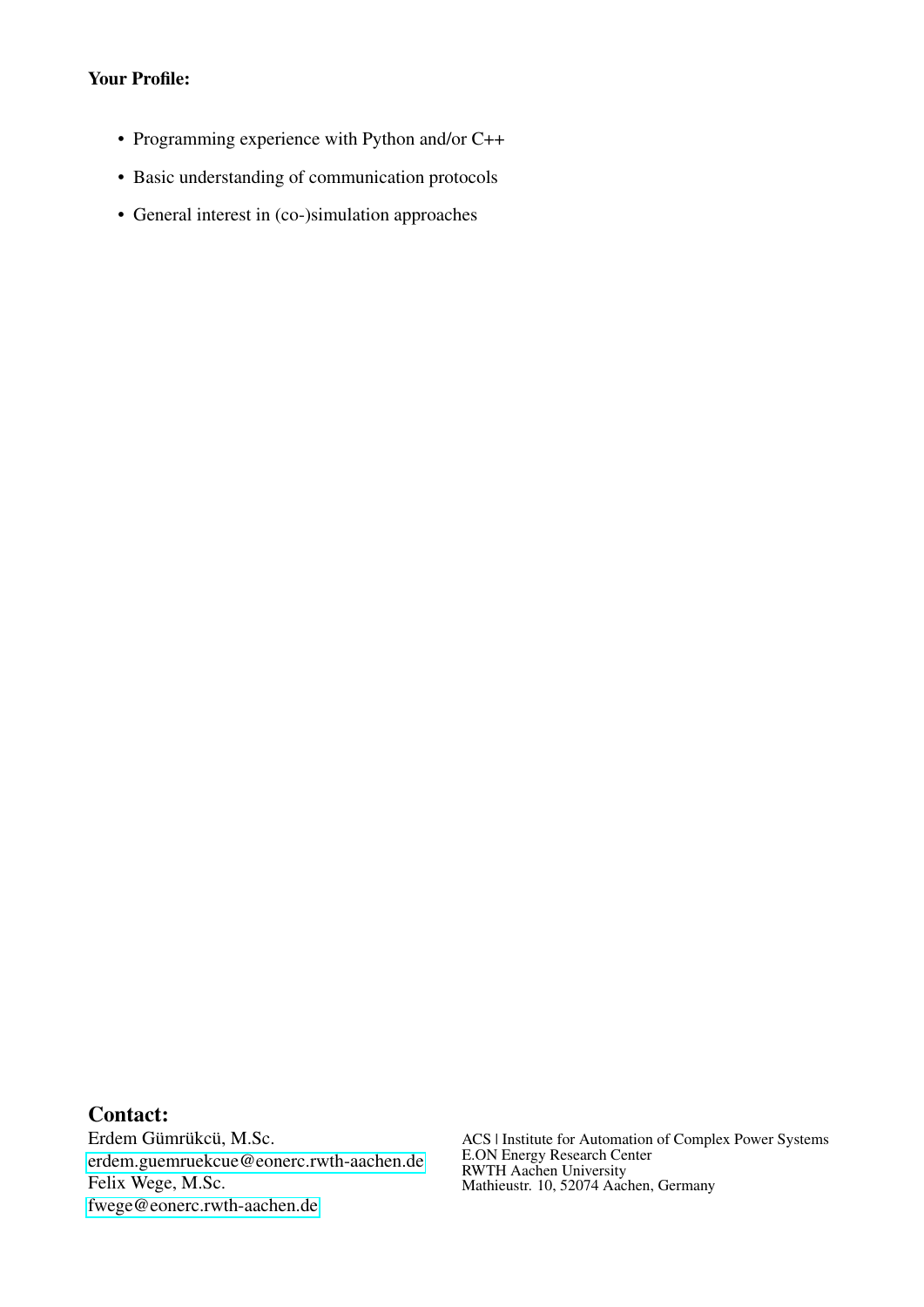**Your Profile:**

- Programming experience with Python and/or C++
- Basic understanding of communication protocols
- General interest in (co-)simulation approaches

## Contact:

Erdem Gümrükcü, M.Sc.
erdem.guemruekcue@eonerc.rwth-aachen.de
Felix Wege, M.Sc.
fwege@eonerc.rwth-aachen.de

ACS | Institute for Automation of Complex Power Systems
E.ON Energy Research Center
RWTH Aachen University
Mathieustr. 10, 52074 Aachen, Germany